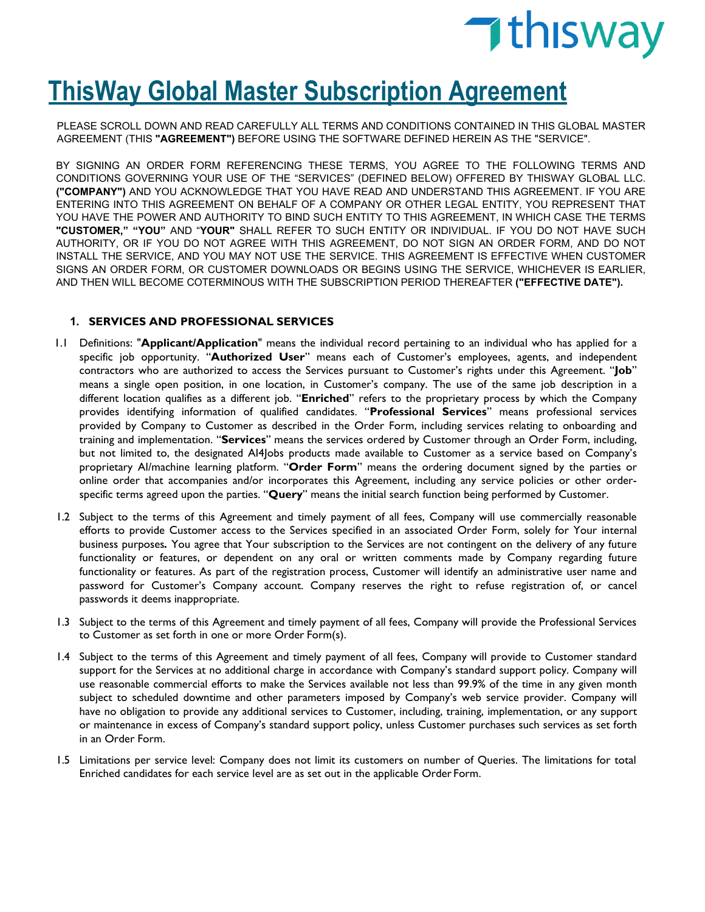# ThisWay Global Master Subscription Agreement

PLEASE SCROLL DOWN AND READ CAREFULLY ALL TERMS AND CONDITIONS CONTAINED IN THIS GLOBAL MASTER AGREEMENT (THIS **"AGREEMENT")** BEFORE USING THE SOFTWARE DEFINED HEREIN AS THE "SERVICE".

BY SIGNING AN ORDER FORM REFERENCING THESE TERMS, YOU AGREE TO THE FOLLOWING TERMS AND CONDITIONS GOVERNING YOUR USE OF THE "SERVICES" (DEFINED BELOW) OFFERED BY THISWAY GLOBAL LLC. **("COMPANY")** AND YOU ACKNOWLEDGE THAT YOU HAVE READ AND UNDERSTAND THIS AGREEMENT. IF YOU ARE ENTERING INTO THIS AGREEMENT ON BEHALF OF A COMPANY OR OTHER LEGAL ENTITY, YOU REPRESENT THAT YOU HAVE THE POWER AND AUTHORITY TO BIND SUCH ENTITY TO THIS AGREEMENT, IN WHICH CASE THE TERMS **"CUSTOMER," "YOU"** AND "**YOUR"** SHALL REFER TO SUCH ENTITY OR INDIVIDUAL. IF YOU DO NOT HAVE SUCH AUTHORITY, OR IF YOU DO NOT AGREE WITH THIS AGREEMENT, DO NOT SIGN AN ORDER FORM, AND DO NOT INSTALL THE SERVICE, AND YOU MAY NOT USE THE SERVICE. THIS AGREEMENT IS EFFECTIVE WHEN CUSTOMER SIGNS AN ORDER FORM, OR CUSTOMER DOWNLOADS OR BEGINS USING THE SERVICE, WHICHEVER IS EARLIER, AND THEN WILL BECOME COTERMINOUS WITH THE SUBSCRIPTION PERIOD THEREAFTER **("EFFECTIVE DATE").**

## 1. SERVICES AND PROFESSIONAL SERVICES

1.1 Definitions: "**Applicant/Application**" means the individual record pertaining to an individual who has applied for a specific job opportunity. "**Authorized User**" means each of Customer's employees, agents, and independent contractors who are authorized to access the Services pursuant to Customer's rights under this Agreement. "**Job**" means a single open position, in one location, in Customer's company. The use of the same job description in a different location qualifies as a different job. "**Enriched**" refers to the proprietary process by which the Company provides identifying information of qualified candidates. "**Professional Services**" means professional services provided by Company to Customer as described in the Order Form, including services relating to onboarding and training and implementation. "**Services**" means the services ordered by Customer through an Order Form, including, but not limited to, the designated AI4Jobs products made available to Customer as a service based on Company's proprietary AI/machine learning platform. "**Order Form**" means the ordering document signed by the parties or online order that accompanies and/or incorporates this Agreement, including any service policies or other order-specific terms agreed upon the parties. "**Query**" means the initial search function being performed by Customer.

1.2 Subject to the terms of this Agreement and timely payment of all fees, Company will use commercially reasonable efforts to provide Customer access to the Services specified in an associated Order Form, solely for Your internal business purposes**.** You agree that Your subscription to the Services are not contingent on the delivery of any future functionality or features, or dependent on any oral or written comments made by Company regarding future functionality or features. As part of the registration process, Customer will identify an administrative user name and password for Customer's Company account. Company reserves the right to refuse registration of, or cancel passwords it deems inappropriate.

1.3 Subject to the terms of this Agreement and timely payment of all fees, Company will provide the Professional Services to Customer as set forth in one or more Order Form(s).

1.4 Subject to the terms of this Agreement and timely payment of all fees, Company will provide to Customer standard support for the Services at no additional charge in accordance with Company's standard support policy. Company will use reasonable commercial efforts to make the Services available not less than 99.9% of the time in any given month subject to scheduled downtime and other parameters imposed by Company's web service provider. Company will have no obligation to provide any additional services to Customer, including, training, implementation, or any support or maintenance in excess of Company's standard support policy, unless Customer purchases such services as set forth in an Order Form.

1.5 Limitations per service level: Company does not limit its customers on number of Queries. The limitations for total Enriched candidates for each service level are as set out in the applicable Order Form.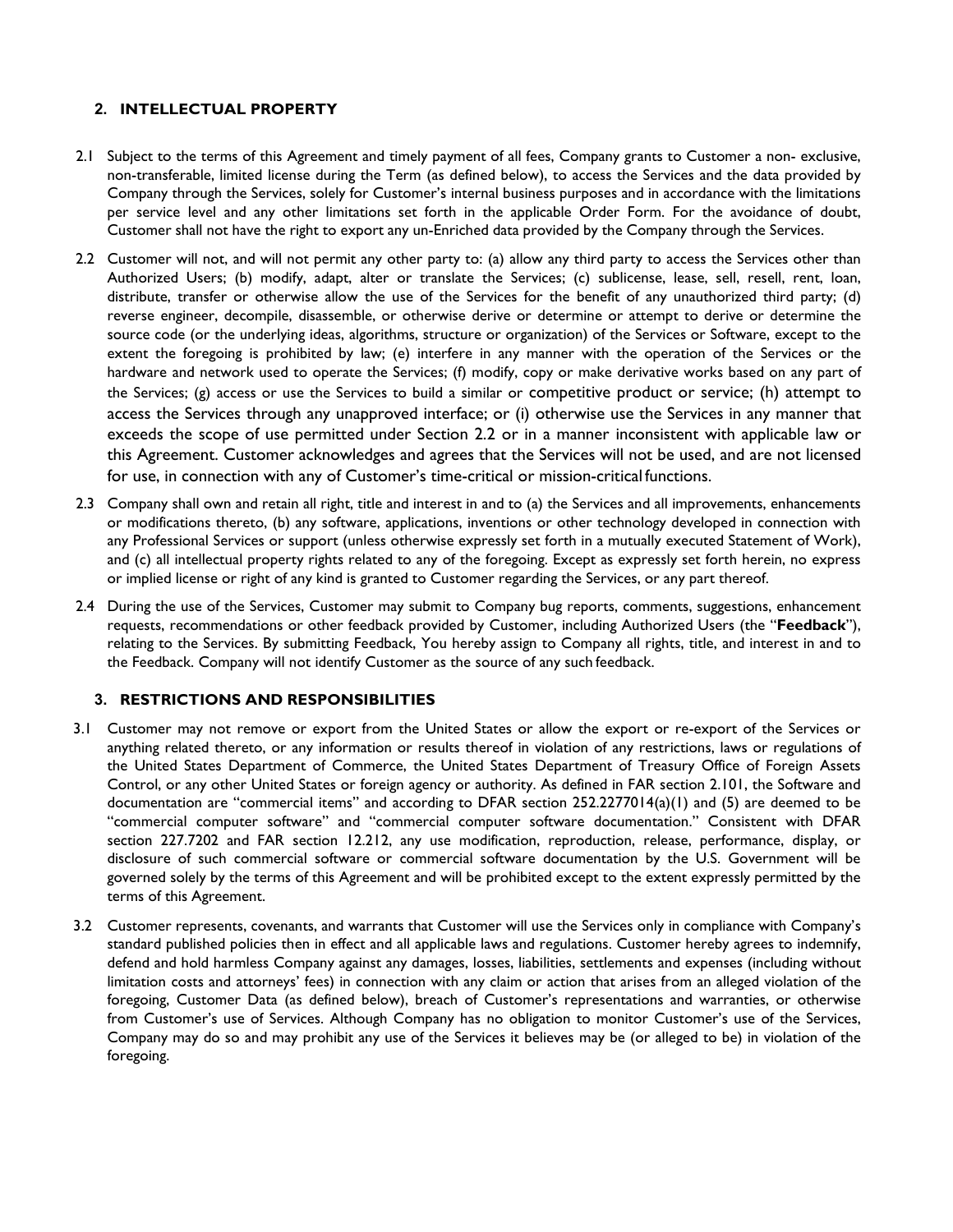## 2. INTELLECTUAL PROPERTY

2.1 Subject to the terms of this Agreement and timely payment of all fees, Company grants to Customer a non- exclusive, non-transferable, limited license during the Term (as defined below), to access the Services and the data provided by Company through the Services, solely for Customer's internal business purposes and in accordance with the limitations per service level and any other limitations set forth in the applicable Order Form. For the avoidance of doubt, Customer shall not have the right to export any un-Enriched data provided by the Company through the Services.

2.2 Customer will not, and will not permit any other party to: (a) allow any third party to access the Services other than Authorized Users; (b) modify, adapt, alter or translate the Services; (c) sublicense, lease, sell, resell, rent, loan, distribute, transfer or otherwise allow the use of the Services for the benefit of any unauthorized third party; (d) reverse engineer, decompile, disassemble, or otherwise derive or determine or attempt to derive or determine the source code (or the underlying ideas, algorithms, structure or organization) of the Services or Software, except to the extent the foregoing is prohibited by law; (e) interfere in any manner with the operation of the Services or the hardware and network used to operate the Services; (f) modify, copy or make derivative works based on any part of the Services; (g) access or use the Services to build a similar or competitive product or service; (h) attempt to access the Services through any unapproved interface; or (i) otherwise use the Services in any manner that exceeds the scope of use permitted under Section 2.2 or in a manner inconsistent with applicable law or this Agreement. Customer acknowledges and agrees that the Services will not be used, and are not licensed for use, in connection with any of Customer's time-critical or mission-critical functions.

2.3 Company shall own and retain all right, title and interest in and to (a) the Services and all improvements, enhancements or modifications thereto, (b) any software, applications, inventions or other technology developed in connection with any Professional Services or support (unless otherwise expressly set forth in a mutually executed Statement of Work), and (c) all intellectual property rights related to any of the foregoing. Except as expressly set forth herein, no express or implied license or right of any kind is granted to Customer regarding the Services, or any part thereof.

2.4 During the use of the Services, Customer may submit to Company bug reports, comments, suggestions, enhancement requests, recommendations or other feedback provided by Customer, including Authorized Users (the "**Feedback**"), relating to the Services. By submitting Feedback, You hereby assign to Company all rights, title, and interest in and to the Feedback. Company will not identify Customer as the source of any such feedback.

## 3. RESTRICTIONS AND RESPONSIBILITIES

3.1 Customer may not remove or export from the United States or allow the export or re-export of the Services or anything related thereto, or any information or results thereof in violation of any restrictions, laws or regulations of the United States Department of Commerce, the United States Department of Treasury Office of Foreign Assets Control, or any other United States or foreign agency or authority. As defined in FAR section 2.101, the Software and documentation are "commercial items" and according to DFAR section 252.2277014(a)(1) and (5) are deemed to be "commercial computer software" and "commercial computer software documentation." Consistent with DFAR section 227.7202 and FAR section 12.212, any use modification, reproduction, release, performance, display, or disclosure of such commercial software or commercial software documentation by the U.S. Government will be governed solely by the terms of this Agreement and will be prohibited except to the extent expressly permitted by the terms of this Agreement.

3.2 Customer represents, covenants, and warrants that Customer will use the Services only in compliance with Company's standard published policies then in effect and all applicable laws and regulations. Customer hereby agrees to indemnify, defend and hold harmless Company against any damages, losses, liabilities, settlements and expenses (including without limitation costs and attorneys' fees) in connection with any claim or action that arises from an alleged violation of the foregoing, Customer Data (as defined below), breach of Customer's representations and warranties, or otherwise from Customer's use of Services. Although Company has no obligation to monitor Customer's use of the Services, Company may do so and may prohibit any use of the Services it believes may be (or alleged to be) in violation of the foregoing.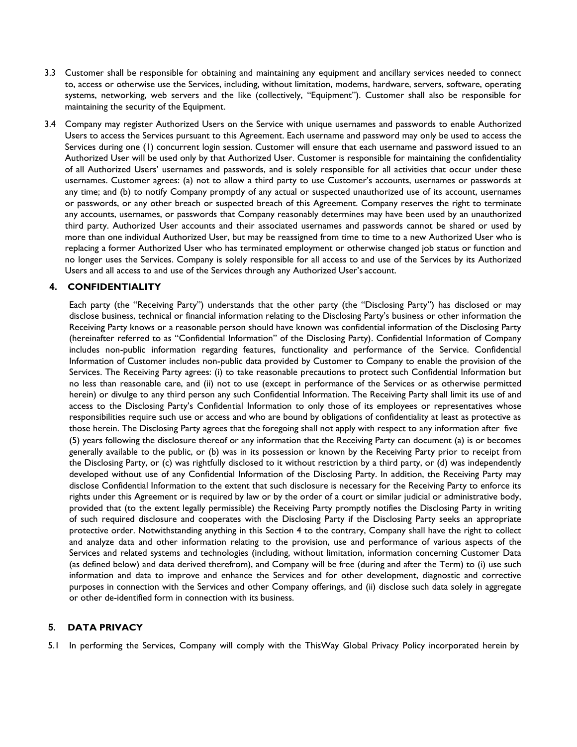3.3 Customer shall be responsible for obtaining and maintaining any equipment and ancillary services needed to connect to, access or otherwise use the Services, including, without limitation, modems, hardware, servers, software, operating systems, networking, web servers and the like (collectively, "Equipment"). Customer shall also be responsible for maintaining the security of the Equipment.

3.4 Company may register Authorized Users on the Service with unique usernames and passwords to enable Authorized Users to access the Services pursuant to this Agreement. Each username and password may only be used to access the Services during one (1) concurrent login session. Customer will ensure that each username and password issued to an Authorized User will be used only by that Authorized User. Customer is responsible for maintaining the confidentiality of all Authorized Users' usernames and passwords, and is solely responsible for all activities that occur under these usernames. Customer agrees: (a) not to allow a third party to use Customer's accounts, usernames or passwords at any time; and (b) to notify Company promptly of any actual or suspected unauthorized use of its account, usernames or passwords, or any other breach or suspected breach of this Agreement. Company reserves the right to terminate any accounts, usernames, or passwords that Company reasonably determines may have been used by an unauthorized third party. Authorized User accounts and their associated usernames and passwords cannot be shared or used by more than one individual Authorized User, but may be reassigned from time to time to a new Authorized User who is replacing a former Authorized User who has terminated employment or otherwise changed job status or function and no longer uses the Services. Company is solely responsible for all access to and use of the Services by its Authorized Users and all access to and use of the Services through any Authorized User's account.

## 4. CONFIDENTIALITY

Each party (the "Receiving Party") understands that the other party (the "Disclosing Party") has disclosed or may disclose business, technical or financial information relating to the Disclosing Party's business or other information the Receiving Party knows or a reasonable person should have known was confidential information of the Disclosing Party (hereinafter referred to as "Confidential Information" of the Disclosing Party). Confidential Information of Company includes non-public information regarding features, functionality and performance of the Service. Confidential Information of Customer includes non-public data provided by Customer to Company to enable the provision of the Services. The Receiving Party agrees: (i) to take reasonable precautions to protect such Confidential Information but no less than reasonable care, and (ii) not to use (except in performance of the Services or as otherwise permitted herein) or divulge to any third person any such Confidential Information. The Receiving Party shall limit its use of and access to the Disclosing Party's Confidential Information to only those of its employees or representatives whose responsibilities require such use or access and who are bound by obligations of confidentiality at least as protective as those herein. The Disclosing Party agrees that the foregoing shall not apply with respect to any information after five (5) years following the disclosure thereof or any information that the Receiving Party can document (a) is or becomes generally available to the public, or (b) was in its possession or known by the Receiving Party prior to receipt from the Disclosing Party, or (c) was rightfully disclosed to it without restriction by a third party, or (d) was independently developed without use of any Confidential Information of the Disclosing Party. In addition, the Receiving Party may disclose Confidential Information to the extent that such disclosure is necessary for the Receiving Party to enforce its rights under this Agreement or is required by law or by the order of a court or similar judicial or administrative body, provided that (to the extent legally permissible) the Receiving Party promptly notifies the Disclosing Party in writing of such required disclosure and cooperates with the Disclosing Party if the Disclosing Party seeks an appropriate protective order. Notwithstanding anything in this Section 4 to the contrary, Company shall have the right to collect and analyze data and other information relating to the provision, use and performance of various aspects of the Services and related systems and technologies (including, without limitation, information concerning Customer Data (as defined below) and data derived therefrom), and Company will be free (during and after the Term) to (i) use such information and data to improve and enhance the Services and for other development, diagnostic and corrective purposes in connection with the Services and other Company offerings, and (ii) disclose such data solely in aggregate or other de-identified form in connection with its business.

## 5. DATA PRIVACY

5.1 In performing the Services, Company will comply with the ThisWay Global Privacy Policy incorporated herein by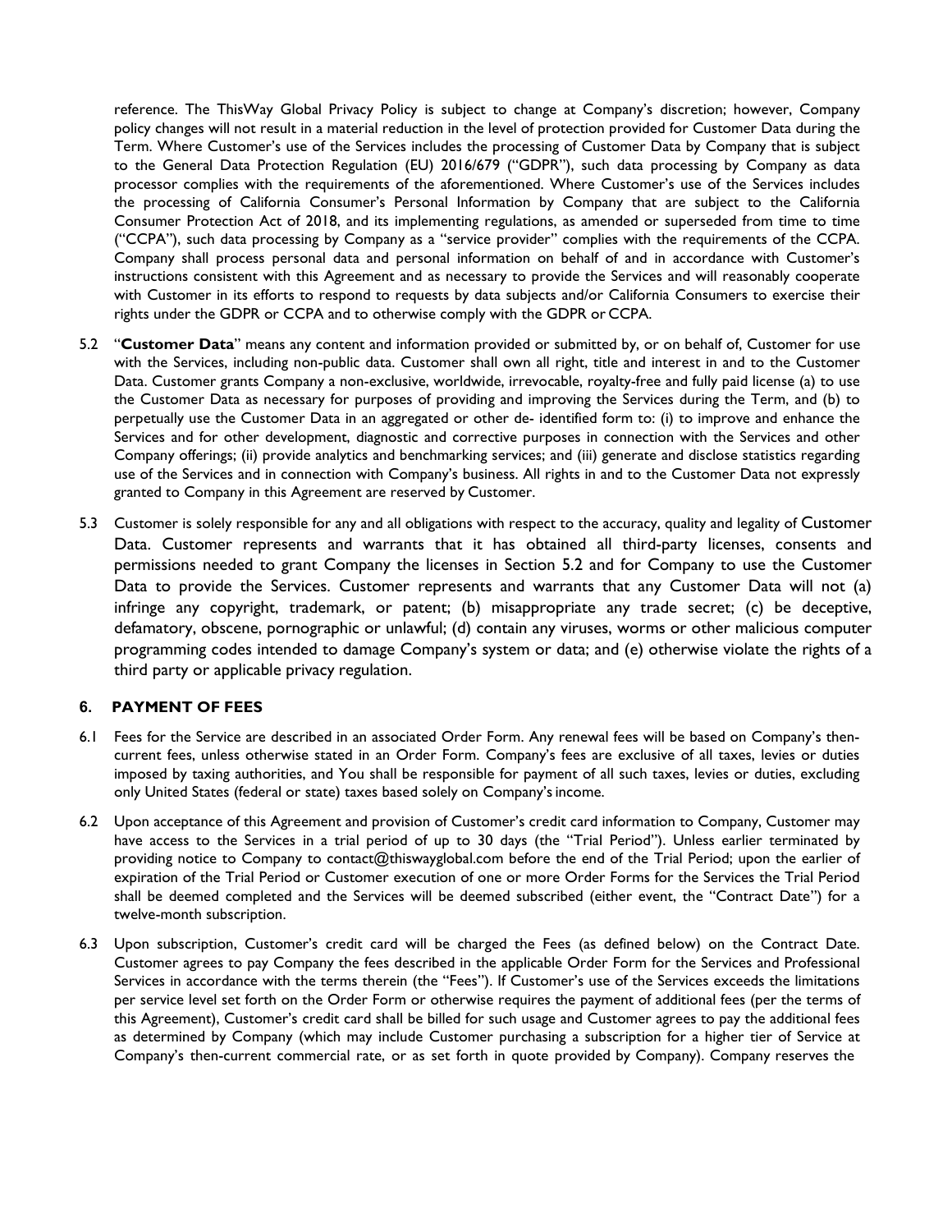reference. The ThisWay Global Privacy Policy is subject to change at Company's discretion; however, Company policy changes will not result in a material reduction in the level of protection provided for Customer Data during the Term. Where Customer's use of the Services includes the processing of Customer Data by Company that is subject to the General Data Protection Regulation (EU) 2016/679 ("GDPR"), such data processing by Company as data processor complies with the requirements of the aforementioned. Where Customer's use of the Services includes the processing of California Consumer's Personal Information by Company that are subject to the California Consumer Protection Act of 2018, and its implementing regulations, as amended or superseded from time to time ("CCPA"), such data processing by Company as a "service provider" complies with the requirements of the CCPA. Company shall process personal data and personal information on behalf of and in accordance with Customer's instructions consistent with this Agreement and as necessary to provide the Services and will reasonably cooperate with Customer in its efforts to respond to requests by data subjects and/or California Consumers to exercise their rights under the GDPR or CCPA and to otherwise comply with the GDPR or CCPA.

5.2 "**Customer Data**" means any content and information provided or submitted by, or on behalf of, Customer for use with the Services, including non-public data. Customer shall own all right, title and interest in and to the Customer Data. Customer grants Company a non-exclusive, worldwide, irrevocable, royalty-free and fully paid license (a) to use the Customer Data as necessary for purposes of providing and improving the Services during the Term, and (b) to perpetually use the Customer Data in an aggregated or other de- identified form to: (i) to improve and enhance the Services and for other development, diagnostic and corrective purposes in connection with the Services and other Company offerings; (ii) provide analytics and benchmarking services; and (iii) generate and disclose statistics regarding use of the Services and in connection with Company's business. All rights in and to the Customer Data not expressly granted to Company in this Agreement are reserved by Customer.

5.3 Customer is solely responsible for any and all obligations with respect to the accuracy, quality and legality of Customer Data. Customer represents and warrants that it has obtained all third-party licenses, consents and permissions needed to grant Company the licenses in Section 5.2 and for Company to use the Customer Data to provide the Services. Customer represents and warrants that any Customer Data will not (a) infringe any copyright, trademark, or patent; (b) misappropriate any trade secret; (c) be deceptive, defamatory, obscene, pornographic or unlawful; (d) contain any viruses, worms or other malicious computer programming codes intended to damage Company's system or data; and (e) otherwise violate the rights of a third party or applicable privacy regulation.

## 6. PAYMENT OF FEES

6.1 Fees for the Service are described in an associated Order Form. Any renewal fees will be based on Company's then-current fees, unless otherwise stated in an Order Form. Company's fees are exclusive of all taxes, levies or duties imposed by taxing authorities, and You shall be responsible for payment of all such taxes, levies or duties, excluding only United States (federal or state) taxes based solely on Company's income.

6.2 Upon acceptance of this Agreement and provision of Customer's credit card information to Company, Customer may have access to the Services in a trial period of up to 30 days (the "Trial Period"). Unless earlier terminated by providing notice to Company to contact@thiswayglobal.com before the end of the Trial Period; upon the earlier of expiration of the Trial Period or Customer execution of one or more Order Forms for the Services the Trial Period shall be deemed completed and the Services will be deemed subscribed (either event, the "Contract Date") for a twelve-month subscription.

6.3 Upon subscription, Customer's credit card will be charged the Fees (as defined below) on the Contract Date. Customer agrees to pay Company the fees described in the applicable Order Form for the Services and Professional Services in accordance with the terms therein (the "Fees"). If Customer's use of the Services exceeds the limitations per service level set forth on the Order Form or otherwise requires the payment of additional fees (per the terms of this Agreement), Customer's credit card shall be billed for such usage and Customer agrees to pay the additional fees as determined by Company (which may include Customer purchasing a subscription for a higher tier of Service at Company's then-current commercial rate, or as set forth in quote provided by Company). Company reserves the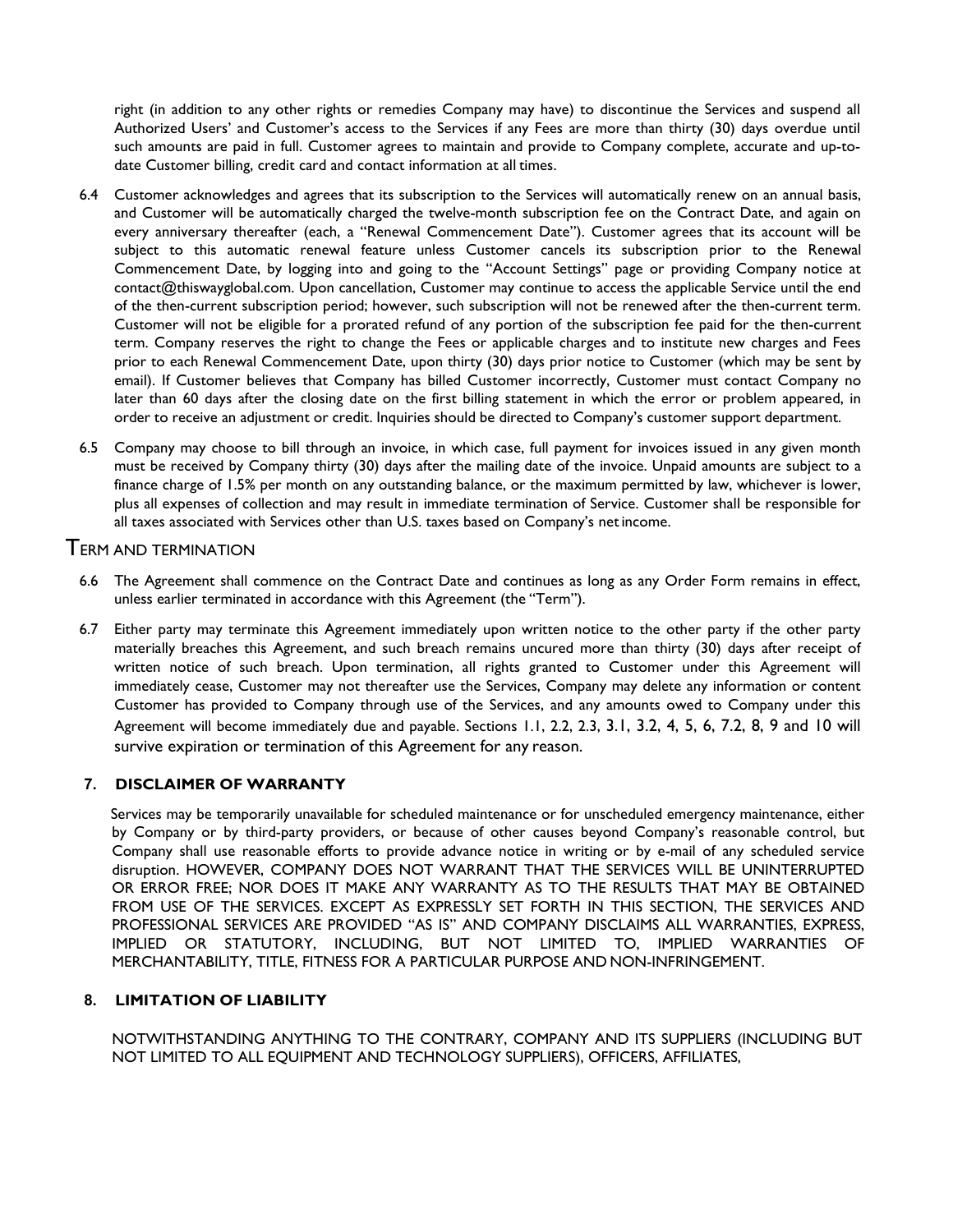right (in addition to any other rights or remedies Company may have) to discontinue the Services and suspend all Authorized Users' and Customer's access to the Services if any Fees are more than thirty (30) days overdue until such amounts are paid in full. Customer agrees to maintain and provide to Company complete, accurate and up-to-date Customer billing, credit card and contact information at all times.

6.4 Customer acknowledges and agrees that its subscription to the Services will automatically renew on an annual basis, and Customer will be automatically charged the twelve-month subscription fee on the Contract Date, and again on every anniversary thereafter (each, a "Renewal Commencement Date"). Customer agrees that its account will be subject to this automatic renewal feature unless Customer cancels its subscription prior to the Renewal Commencement Date, by logging into and going to the "Account Settings" page or providing Company notice at contact@thiswayglobal.com. Upon cancellation, Customer may continue to access the applicable Service until the end of the then-current subscription period; however, such subscription will not be renewed after the then-current term. Customer will not be eligible for a prorated refund of any portion of the subscription fee paid for the then-current term. Company reserves the right to change the Fees or applicable charges and to institute new charges and Fees prior to each Renewal Commencement Date, upon thirty (30) days prior notice to Customer (which may be sent by email). If Customer believes that Company has billed Customer incorrectly, Customer must contact Company no later than 60 days after the closing date on the first billing statement in which the error or problem appeared, in order to receive an adjustment or credit. Inquiries should be directed to Company's customer support department.

6.5 Company may choose to bill through an invoice, in which case, full payment for invoices issued in any given month must be received by Company thirty (30) days after the mailing date of the invoice. Unpaid amounts are subject to a finance charge of 1.5% per month on any outstanding balance, or the maximum permitted by law, whichever is lower, plus all expenses of collection and may result in immediate termination of Service. Customer shall be responsible for all taxes associated with Services other than U.S. taxes based on Company's net income.

## TERM AND TERMINATION

6.6 The Agreement shall commence on the Contract Date and continues as long as any Order Form remains in effect, unless earlier terminated in accordance with this Agreement (the "Term").

6.7 Either party may terminate this Agreement immediately upon written notice to the other party if the other party materially breaches this Agreement, and such breach remains uncured more than thirty (30) days after receipt of written notice of such breach. Upon termination, all rights granted to Customer under this Agreement will immediately cease, Customer may not thereafter use the Services, Company may delete any information or content Customer has provided to Company through use of the Services, and any amounts owed to Company under this Agreement will become immediately due and payable. Sections 1.1, 2.2, 2.3, 3.1, 3.2, 4, 5, 6, 7.2, 8, 9 and 10 will survive expiration or termination of this Agreement for any reason.

## 7. DISCLAIMER OF WARRANTY

Services may be temporarily unavailable for scheduled maintenance or for unscheduled emergency maintenance, either by Company or by third-party providers, or because of other causes beyond Company's reasonable control, but Company shall use reasonable efforts to provide advance notice in writing or by e-mail of any scheduled service disruption. HOWEVER, COMPANY DOES NOT WARRANT THAT THE SERVICES WILL BE UNINTERRUPTED OR ERROR FREE; NOR DOES IT MAKE ANY WARRANTY AS TO THE RESULTS THAT MAY BE OBTAINED FROM USE OF THE SERVICES. EXCEPT AS EXPRESSLY SET FORTH IN THIS SECTION, THE SERVICES AND PROFESSIONAL SERVICES ARE PROVIDED "AS IS" AND COMPANY DISCLAIMS ALL WARRANTIES, EXPRESS, IMPLIED OR STATUTORY, INCLUDING, BUT NOT LIMITED TO, IMPLIED WARRANTIES OF MERCHANTABILITY, TITLE, FITNESS FOR A PARTICULAR PURPOSE AND NON-INFRINGEMENT.

## 8. LIMITATION OF LIABILITY

NOTWITHSTANDING ANYTHING TO THE CONTRARY, COMPANY AND ITS SUPPLIERS (INCLUDING BUT NOT LIMITED TO ALL EQUIPMENT AND TECHNOLOGY SUPPLIERS), OFFICERS, AFFILIATES,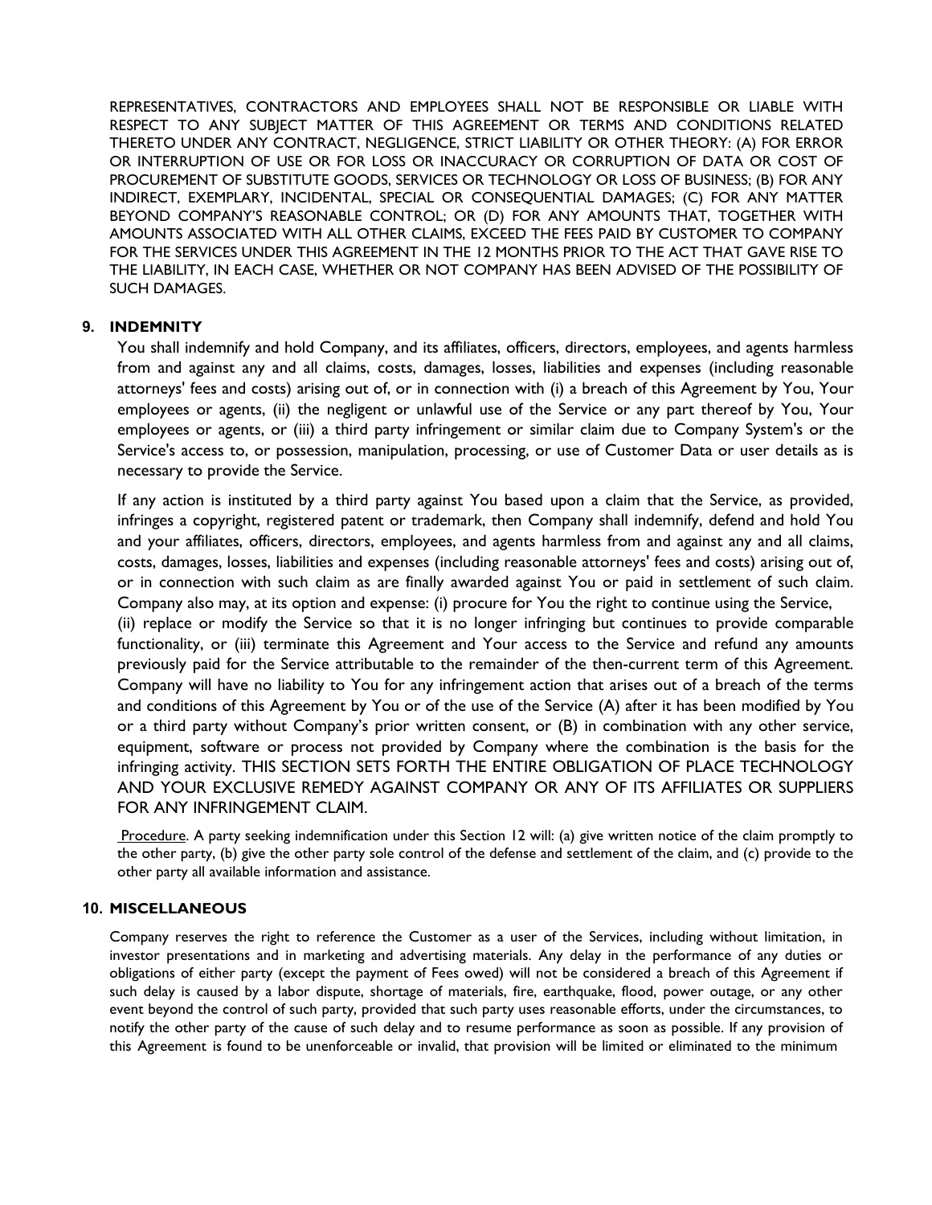REPRESENTATIVES, CONTRACTORS AND EMPLOYEES SHALL NOT BE RESPONSIBLE OR LIABLE WITH RESPECT TO ANY SUBJECT MATTER OF THIS AGREEMENT OR TERMS AND CONDITIONS RELATED THERETO UNDER ANY CONTRACT, NEGLIGENCE, STRICT LIABILITY OR OTHER THEORY: (A) FOR ERROR OR INTERRUPTION OF USE OR FOR LOSS OR INACCURACY OR CORRUPTION OF DATA OR COST OF PROCUREMENT OF SUBSTITUTE GOODS, SERVICES OR TECHNOLOGY OR LOSS OF BUSINESS; (B) FOR ANY INDIRECT, EXEMPLARY, INCIDENTAL, SPECIAL OR CONSEQUENTIAL DAMAGES; (C) FOR ANY MATTER BEYOND COMPANY'S REASONABLE CONTROL; OR (D) FOR ANY AMOUNTS THAT, TOGETHER WITH AMOUNTS ASSOCIATED WITH ALL OTHER CLAIMS, EXCEED THE FEES PAID BY CUSTOMER TO COMPANY FOR THE SERVICES UNDER THIS AGREEMENT IN THE 12 MONTHS PRIOR TO THE ACT THAT GAVE RISE TO THE LIABILITY, IN EACH CASE, WHETHER OR NOT COMPANY HAS BEEN ADVISED OF THE POSSIBILITY OF SUCH DAMAGES.

## 9. INDEMNITY

You shall indemnify and hold Company, and its affiliates, officers, directors, employees, and agents harmless from and against any and all claims, costs, damages, losses, liabilities and expenses (including reasonable attorneys' fees and costs) arising out of, or in connection with (i) a breach of this Agreement by You, Your employees or agents, (ii) the negligent or unlawful use of the Service or any part thereof by You, Your employees or agents, or (iii) a third party infringement or similar claim due to Company System's or the Service's access to, or possession, manipulation, processing, or use of Customer Data or user details as is necessary to provide the Service.

If any action is instituted by a third party against You based upon a claim that the Service, as provided, infringes a copyright, registered patent or trademark, then Company shall indemnify, defend and hold You and your affiliates, officers, directors, employees, and agents harmless from and against any and all claims, costs, damages, losses, liabilities and expenses (including reasonable attorneys' fees and costs) arising out of, or in connection with such claim as are finally awarded against You or paid in settlement of such claim. Company also may, at its option and expense: (i) procure for You the right to continue using the Service, (ii) replace or modify the Service so that it is no longer infringing but continues to provide comparable functionality, or (iii) terminate this Agreement and Your access to the Service and refund any amounts previously paid for the Service attributable to the remainder of the then-current term of this Agreement. Company will have no liability to You for any infringement action that arises out of a breach of the terms and conditions of this Agreement by You or of the use of the Service (A) after it has been modified by You or a third party without Company's prior written consent, or (B) in combination with any other service, equipment, software or process not provided by Company where the combination is the basis for the infringing activity. THIS SECTION SETS FORTH THE ENTIRE OBLIGATION OF PLACE TECHNOLOGY AND YOUR EXCLUSIVE REMEDY AGAINST COMPANY OR ANY OF ITS AFFILIATES OR SUPPLIERS FOR ANY INFRINGEMENT CLAIM.

Procedure. A party seeking indemnification under this Section 12 will: (a) give written notice of the claim promptly to the other party, (b) give the other party sole control of the defense and settlement of the claim, and (c) provide to the other party all available information and assistance.

## 10. MISCELLANEOUS

Company reserves the right to reference the Customer as a user of the Services, including without limitation, in investor presentations and in marketing and advertising materials. Any delay in the performance of any duties or obligations of either party (except the payment of Fees owed) will not be considered a breach of this Agreement if such delay is caused by a labor dispute, shortage of materials, fire, earthquake, flood, power outage, or any other event beyond the control of such party, provided that such party uses reasonable efforts, under the circumstances, to notify the other party of the cause of such delay and to resume performance as soon as possible. If any provision of this Agreement is found to be unenforceable or invalid, that provision will be limited or eliminated to the minimum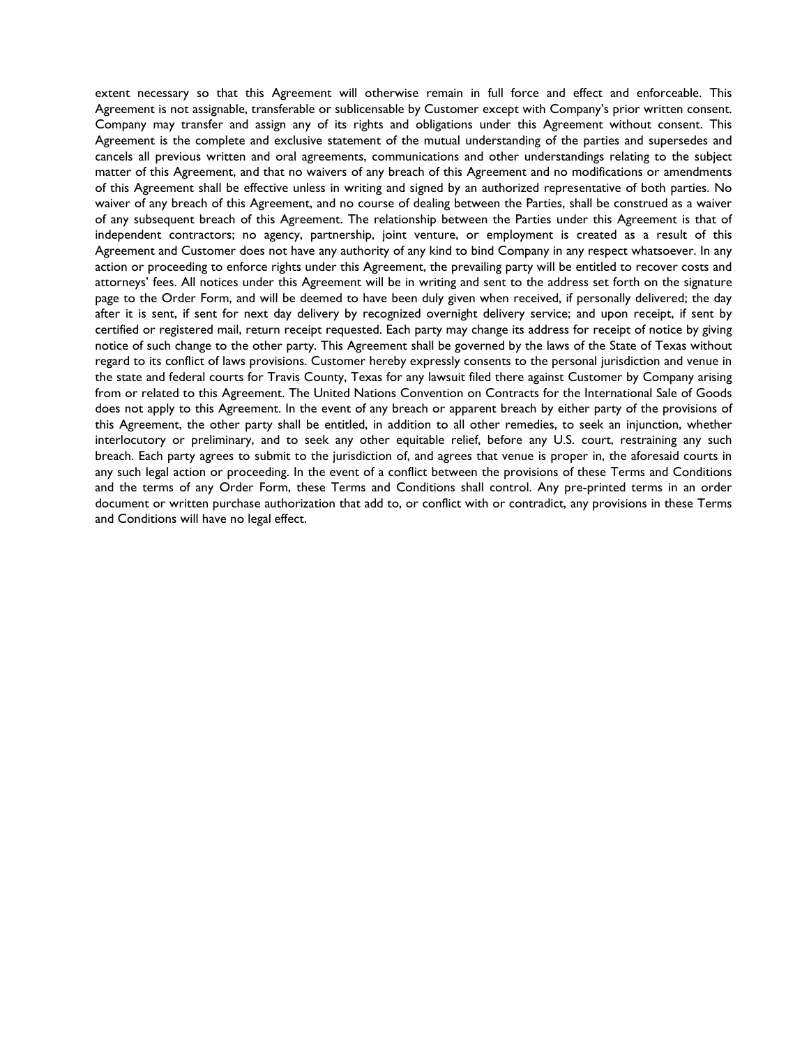extent necessary so that this Agreement will otherwise remain in full force and effect and enforceable. This Agreement is not assignable, transferable or sublicensable by Customer except with Company's prior written consent. Company may transfer and assign any of its rights and obligations under this Agreement without consent. This Agreement is the complete and exclusive statement of the mutual understanding of the parties and supersedes and cancels all previous written and oral agreements, communications and other understandings relating to the subject matter of this Agreement, and that no waivers of any breach of this Agreement and no modifications or amendments of this Agreement shall be effective unless in writing and signed by an authorized representative of both parties. No waiver of any breach of this Agreement, and no course of dealing between the Parties, shall be construed as a waiver of any subsequent breach of this Agreement. The relationship between the Parties under this Agreement is that of independent contractors; no agency, partnership, joint venture, or employment is created as a result of this Agreement and Customer does not have any authority of any kind to bind Company in any respect whatsoever. In any action or proceeding to enforce rights under this Agreement, the prevailing party will be entitled to recover costs and attorneys' fees. All notices under this Agreement will be in writing and sent to the address set forth on the signature page to the Order Form, and will be deemed to have been duly given when received, if personally delivered; the day after it is sent, if sent for next day delivery by recognized overnight delivery service; and upon receipt, if sent by certified or registered mail, return receipt requested. Each party may change its address for receipt of notice by giving notice of such change to the other party. This Agreement shall be governed by the laws of the State of Texas without regard to its conflict of laws provisions. Customer hereby expressly consents to the personal jurisdiction and venue in the state and federal courts for Travis County, Texas for any lawsuit filed there against Customer by Company arising from or related to this Agreement. The United Nations Convention on Contracts for the International Sale of Goods does not apply to this Agreement. In the event of any breach or apparent breach by either party of the provisions of this Agreement, the other party shall be entitled, in addition to all other remedies, to seek an injunction, whether interlocutory or preliminary, and to seek any other equitable relief, before any U.S. court, restraining any such breach. Each party agrees to submit to the jurisdiction of, and agrees that venue is proper in, the aforesaid courts in any such legal action or proceeding. In the event of a conflict between the provisions of these Terms and Conditions and the terms of any Order Form, these Terms and Conditions shall control. Any pre-printed terms in an order document or written purchase authorization that add to, or conflict with or contradict, any provisions in these Terms and Conditions will have no legal effect.